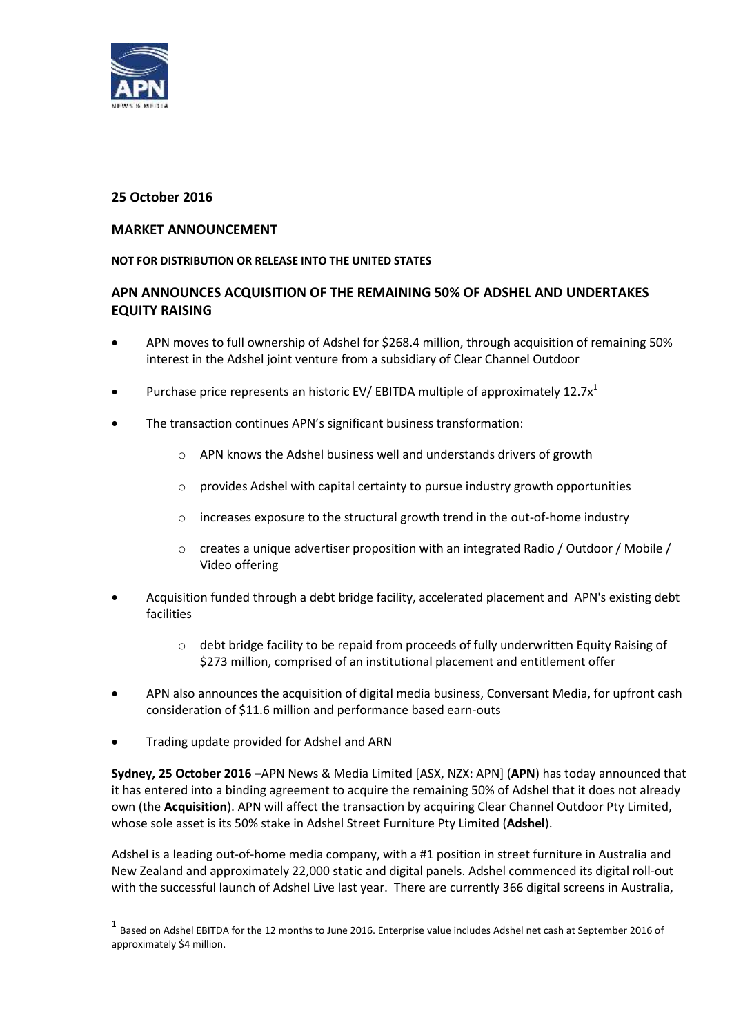**25 October 2016**

**MARKET ANNOUNCEMENT**

**NOT FOR DISTRIBUTION OR RELEASE INTO THE UNITED STATES**

## APN ANNOUNCES ACQUISITION OF THE REMAINING 50% OF ADSHEL AND UNDERTAKES EQUITY RAISING

- APN moves to full ownership of Adshel for $268.4 million, through acquisition of remaining 50% interest in the Adshel joint venture from a subsidiary of Clear Channel Outdoor
- Purchase price represents an historic EV/ EBITDA multiple of approximately 12.7x[1]
- The transaction continues APN's significant business transformation:
  - APN knows the Adshel business well and understands drivers of growth
  - provides Adshel with capital certainty to pursue industry growth opportunities
  - increases exposure to the structural growth trend in the out-of-home industry
  - creates a unique advertiser proposition with an integrated Radio / Outdoor / Mobile / Video offering
- Acquisition funded through a debt bridge facility, accelerated placement and APN's existing debt facilities
  - debt bridge facility to be repaid from proceeds of fully underwritten Equity Raising of $273 million, comprised of an institutional placement and entitlement offer
- APN also announces the acquisition of digital media business, Conversant Media, for upfront cash consideration of $11.6 million and performance based earn-outs
- Trading update provided for Adshel and ARN

**Sydney, 25 October 2016 –**APN News & Media Limited [ASX, NZX: APN] (**APN**) has today announced that it has entered into a binding agreement to acquire the remaining 50% of Adshel that it does not already own (the **Acquisition**). APN will affect the transaction by acquiring Clear Channel Outdoor Pty Limited, whose sole asset is its 50% stake in Adshel Street Furniture Pty Limited (**Adshel**).

Adshel is a leading out-of-home media company, with a #1 position in street furniture in Australia and New Zealand and approximately 22,000 static and digital panels. Adshel commenced its digital roll-out with the successful launch of Adshel Live last year. There are currently 366 digital screens in Australia,

[1] Based on Adshel EBITDA for the 12 months to June 2016. Enterprise value includes Adshel net cash at September 2016 of approximately $4 million.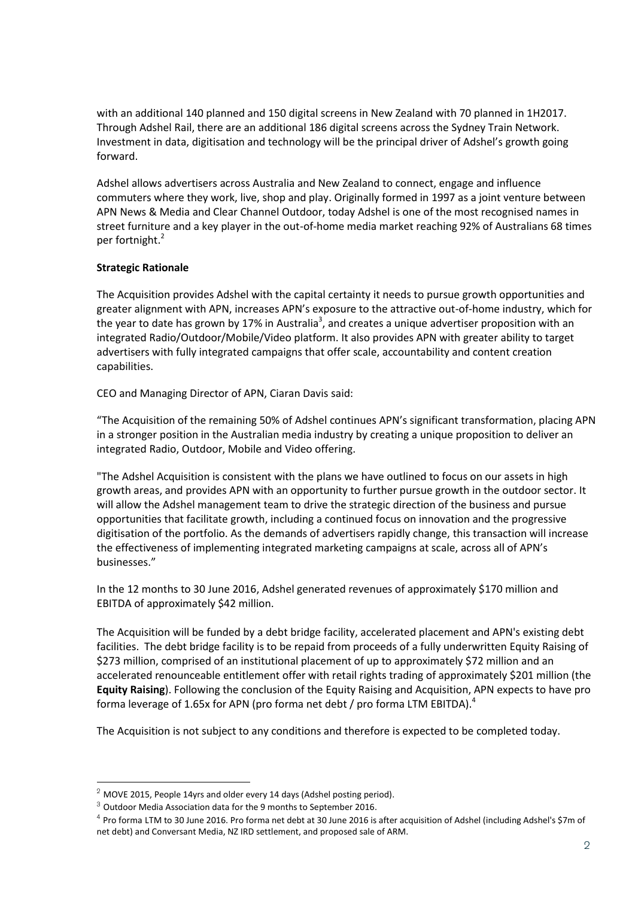with an additional 140 planned and 150 digital screens in New Zealand with 70 planned in 1H2017. Through Adshel Rail, there are an additional 186 digital screens across the Sydney Train Network. Investment in data, digitisation and technology will be the principal driver of Adshel's growth going forward.

Adshel allows advertisers across Australia and New Zealand to connect, engage and influence commuters where they work, live, shop and play. Originally formed in 1997 as a joint venture between APN News & Media and Clear Channel Outdoor, today Adshel is one of the most recognised names in street furniture and a key player in the out-of-home media market reaching 92% of Australians 68 times per fortnight.[2]

**Strategic Rationale**

The Acquisition provides Adshel with the capital certainty it needs to pursue growth opportunities and greater alignment with APN, increases APN's exposure to the attractive out-of-home industry, which for the year to date has grown by 17% in Australia[3], and creates a unique advertiser proposition with an integrated Radio/Outdoor/Mobile/Video platform. It also provides APN with greater ability to target advertisers with fully integrated campaigns that offer scale, accountability and content creation capabilities.

CEO and Managing Director of APN, Ciaran Davis said:

"The Acquisition of the remaining 50% of Adshel continues APN's significant transformation, placing APN in a stronger position in the Australian media industry by creating a unique proposition to deliver an integrated Radio, Outdoor, Mobile and Video offering.

"The Adshel Acquisition is consistent with the plans we have outlined to focus on our assets in high growth areas, and provides APN with an opportunity to further pursue growth in the outdoor sector. It will allow the Adshel management team to drive the strategic direction of the business and pursue opportunities that facilitate growth, including a continued focus on innovation and the progressive digitisation of the portfolio. As the demands of advertisers rapidly change, this transaction will increase the effectiveness of implementing integrated marketing campaigns at scale, across all of APN's businesses."

In the 12 months to 30 June 2016, Adshel generated revenues of approximately $170 million and EBITDA of approximately $42 million.

The Acquisition will be funded by a debt bridge facility, accelerated placement and APN's existing debt facilities. The debt bridge facility is to be repaid from proceeds of a fully underwritten Equity Raising of $273 million, comprised of an institutional placement of up to approximately $72 million and an accelerated renounceable entitlement offer with retail rights trading of approximately $201 million (the **Equity Raising**). Following the conclusion of the Equity Raising and Acquisition, APN expects to have pro forma leverage of 1.65x for APN (pro forma net debt / pro forma LTM EBITDA).[4]

The Acquisition is not subject to any conditions and therefore is expected to be completed today.

---

[2] MOVE 2015, People 14yrs and older every 14 days (Adshel posting period).

[3] Outdoor Media Association data for the 9 months to September 2016.

[4] Pro forma LTM to 30 June 2016. Pro forma net debt at 30 June 2016 is after acquisition of Adshel (including Adshel's $7m of net debt) and Conversant Media, NZ IRD settlement, and proposed sale of ARM.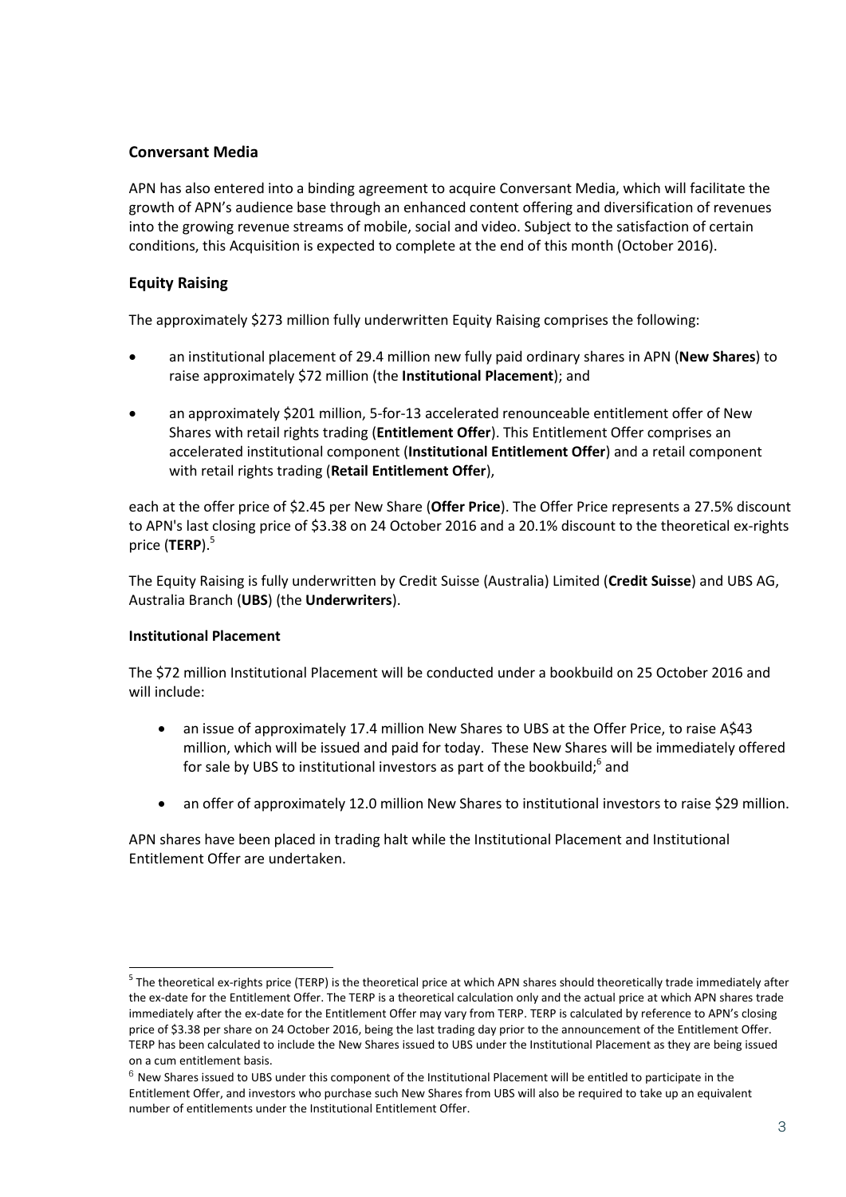## Conversant Media

APN has also entered into a binding agreement to acquire Conversant Media, which will facilitate the growth of APN's audience base through an enhanced content offering and diversification of revenues into the growing revenue streams of mobile, social and video. Subject to the satisfaction of certain conditions, this Acquisition is expected to complete at the end of this month (October 2016).

## Equity Raising

The approximately $273 million fully underwritten Equity Raising comprises the following:

- an institutional placement of 29.4 million new fully paid ordinary shares in APN (**New Shares**) to raise approximately $72 million (the **Institutional Placement**); and
- an approximately $201 million, 5-for-13 accelerated renounceable entitlement offer of New Shares with retail rights trading (**Entitlement Offer**). This Entitlement Offer comprises an accelerated institutional component (**Institutional Entitlement Offer**) and a retail component with retail rights trading (**Retail Entitlement Offer**),

each at the offer price of $2.45 per New Share (**Offer Price**). The Offer Price represents a 27.5% discount to APN's last closing price of $3.38 on 24 October 2016 and a 20.1% discount to the theoretical ex-rights price (**TERP**).[5]

The Equity Raising is fully underwritten by Credit Suisse (Australia) Limited (**Credit Suisse**) and UBS AG, Australia Branch (**UBS**) (the **Underwriters**).

### Institutional Placement

The $72 million Institutional Placement will be conducted under a bookbuild on 25 October 2016 and will include:

- an issue of approximately 17.4 million New Shares to UBS at the Offer Price, to raise A$43 million, which will be issued and paid for today. These New Shares will be immediately offered for sale by UBS to institutional investors as part of the bookbuild;[6] and
- an offer of approximately 12.0 million New Shares to institutional investors to raise $29 million.

APN shares have been placed in trading halt while the Institutional Placement and Institutional Entitlement Offer are undertaken.

---

[5] The theoretical ex-rights price (TERP) is the theoretical price at which APN shares should theoretically trade immediately after the ex-date for the Entitlement Offer. The TERP is a theoretical calculation only and the actual price at which APN shares trade immediately after the ex-date for the Entitlement Offer may vary from TERP. TERP is calculated by reference to APN's closing price of $3.38 per share on 24 October 2016, being the last trading day prior to the announcement of the Entitlement Offer. TERP has been calculated to include the New Shares issued to UBS under the Institutional Placement as they are being issued on a cum entitlement basis.

[6] New Shares issued to UBS under this component of the Institutional Placement will be entitled to participate in the Entitlement Offer, and investors who purchase such New Shares from UBS will also be required to take up an equivalent number of entitlements under the Institutional Entitlement Offer.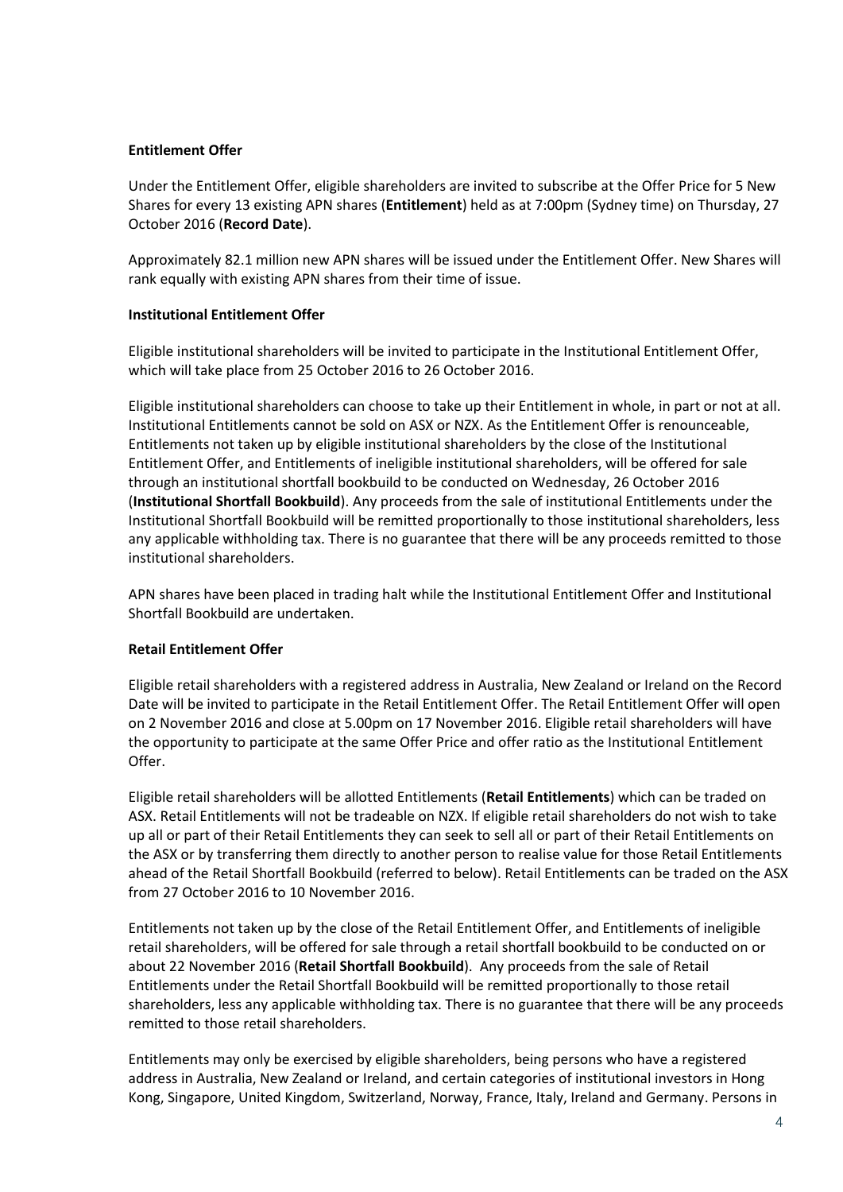**Entitlement Offer**

Under the Entitlement Offer, eligible shareholders are invited to subscribe at the Offer Price for 5 New Shares for every 13 existing APN shares (**Entitlement**) held as at 7:00pm (Sydney time) on Thursday, 27 October 2016 (**Record Date**).

Approximately 82.1 million new APN shares will be issued under the Entitlement Offer. New Shares will rank equally with existing APN shares from their time of issue.

**Institutional Entitlement Offer**

Eligible institutional shareholders will be invited to participate in the Institutional Entitlement Offer, which will take place from 25 October 2016 to 26 October 2016.

Eligible institutional shareholders can choose to take up their Entitlement in whole, in part or not at all. Institutional Entitlements cannot be sold on ASX or NZX. As the Entitlement Offer is renounceable, Entitlements not taken up by eligible institutional shareholders by the close of the Institutional Entitlement Offer, and Entitlements of ineligible institutional shareholders, will be offered for sale through an institutional shortfall bookbuild to be conducted on Wednesday, 26 October 2016 (**Institutional Shortfall Bookbuild**). Any proceeds from the sale of institutional Entitlements under the Institutional Shortfall Bookbuild will be remitted proportionally to those institutional shareholders, less any applicable withholding tax. There is no guarantee that there will be any proceeds remitted to those institutional shareholders.

APN shares have been placed in trading halt while the Institutional Entitlement Offer and Institutional Shortfall Bookbuild are undertaken.

**Retail Entitlement Offer**

Eligible retail shareholders with a registered address in Australia, New Zealand or Ireland on the Record Date will be invited to participate in the Retail Entitlement Offer. The Retail Entitlement Offer will open on 2 November 2016 and close at 5.00pm on 17 November 2016. Eligible retail shareholders will have the opportunity to participate at the same Offer Price and offer ratio as the Institutional Entitlement Offer.

Eligible retail shareholders will be allotted Entitlements (**Retail Entitlements**) which can be traded on ASX. Retail Entitlements will not be tradeable on NZX. If eligible retail shareholders do not wish to take up all or part of their Retail Entitlements they can seek to sell all or part of their Retail Entitlements on the ASX or by transferring them directly to another person to realise value for those Retail Entitlements ahead of the Retail Shortfall Bookbuild (referred to below). Retail Entitlements can be traded on the ASX from 27 October 2016 to 10 November 2016.

Entitlements not taken up by the close of the Retail Entitlement Offer, and Entitlements of ineligible retail shareholders, will be offered for sale through a retail shortfall bookbuild to be conducted on or about 22 November 2016 (**Retail Shortfall Bookbuild**). Any proceeds from the sale of Retail Entitlements under the Retail Shortfall Bookbuild will be remitted proportionally to those retail shareholders, less any applicable withholding tax. There is no guarantee that there will be any proceeds remitted to those retail shareholders.

Entitlements may only be exercised by eligible shareholders, being persons who have a registered address in Australia, New Zealand or Ireland, and certain categories of institutional investors in Hong Kong, Singapore, United Kingdom, Switzerland, Norway, France, Italy, Ireland and Germany. Persons in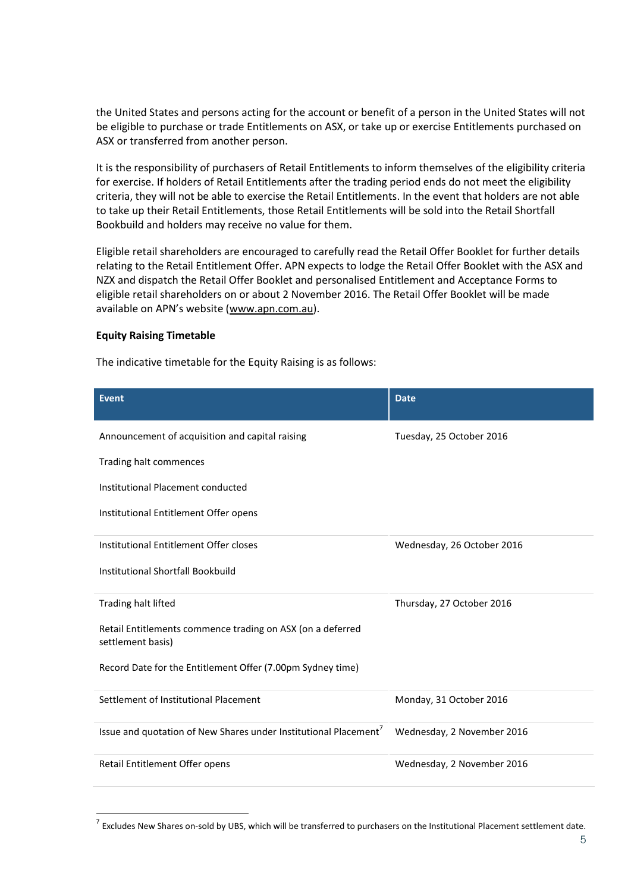the United States and persons acting for the account or benefit of a person in the United States will not be eligible to purchase or trade Entitlements on ASX, or take up or exercise Entitlements purchased on ASX or transferred from another person.

It is the responsibility of purchasers of Retail Entitlements to inform themselves of the eligibility criteria for exercise. If holders of Retail Entitlements after the trading period ends do not meet the eligibility criteria, they will not be able to exercise the Retail Entitlements. In the event that holders are not able to take up their Retail Entitlements, those Retail Entitlements will be sold into the Retail Shortfall Bookbuild and holders may receive no value for them.

Eligible retail shareholders are encouraged to carefully read the Retail Offer Booklet for further details relating to the Retail Entitlement Offer. APN expects to lodge the Retail Offer Booklet with the ASX and NZX and dispatch the Retail Offer Booklet and personalised Entitlement and Acceptance Forms to eligible retail shareholders on or about 2 November 2016. The Retail Offer Booklet will be made available on APN's website (www.apn.com.au).

**Equity Raising Timetable**

The indicative timetable for the Equity Raising is as follows:

| Event | Date |
|---|---|
| Announcement of acquisition and capital raising<br>Trading halt commences<br>Institutional Placement conducted<br>Institutional Entitlement Offer opens | Tuesday, 25 October 2016 |
| Institutional Entitlement Offer closes<br>Institutional Shortfall Bookbuild | Wednesday, 26 October 2016 |
| Trading halt lifted<br>Retail Entitlements commence trading on ASX (on a deferred settlement basis)<br>Record Date for the Entitlement Offer (7.00pm Sydney time) | Thursday, 27 October 2016 |
| Settlement of Institutional Placement | Monday, 31 October 2016 |
| Issue and quotation of New Shares under Institutional Placement[7] | Wednesday, 2 November 2016 |
| Retail Entitlement Offer opens | Wednesday, 2 November 2016 |

[7] Excludes New Shares on-sold by UBS, which will be transferred to purchasers on the Institutional Placement settlement date.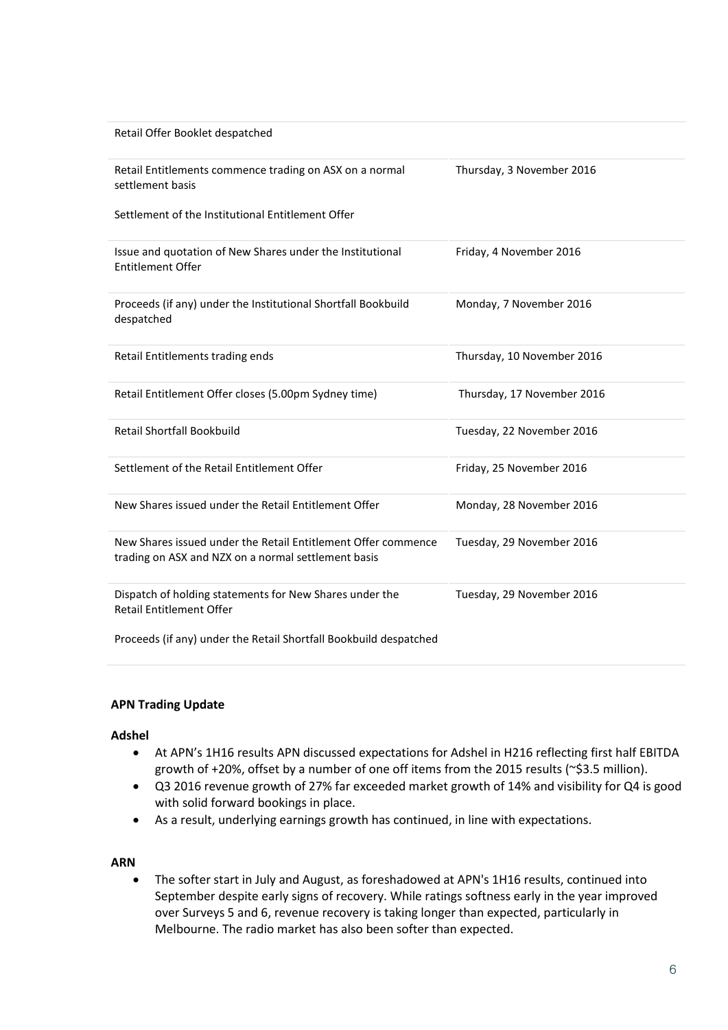| | |
|---|---|
| Retail Offer Booklet despatched | |
| Retail Entitlements commence trading on ASX on a normal settlement basis<br><br>Settlement of the Institutional Entitlement Offer | Thursday, 3 November 2016 |
| Issue and quotation of New Shares under the Institutional Entitlement Offer | Friday, 4 November 2016 |
| Proceeds (if any) under the Institutional Shortfall Bookbuild despatched | Monday, 7 November 2016 |
| Retail Entitlements trading ends | Thursday, 10 November 2016 |
| Retail Entitlement Offer closes (5.00pm Sydney time) | Thursday, 17 November 2016 |
| Retail Shortfall Bookbuild | Tuesday, 22 November 2016 |
| Settlement of the Retail Entitlement Offer | Friday, 25 November 2016 |
| New Shares issued under the Retail Entitlement Offer | Monday, 28 November 2016 |
| New Shares issued under the Retail Entitlement Offer commence trading on ASX and NZX on a normal settlement basis | Tuesday, 29 November 2016 |
| Dispatch of holding statements for New Shares under the Retail Entitlement Offer<br><br>Proceeds (if any) under the Retail Shortfall Bookbuild despatched | Tuesday, 29 November 2016 |

**APN Trading Update**

**Adshel**

- At APN's 1H16 results APN discussed expectations for Adshel in H216 reflecting first half EBITDA growth of +20%, offset by a number of one off items from the 2015 results (~$3.5 million).
- Q3 2016 revenue growth of 27% far exceeded market growth of 14% and visibility for Q4 is good with solid forward bookings in place.
- As a result, underlying earnings growth has continued, in line with expectations.

**ARN**

- The softer start in July and August, as foreshadowed at APN's 1H16 results, continued into September despite early signs of recovery. While ratings softness early in the year improved over Surveys 5 and 6, revenue recovery is taking longer than expected, particularly in Melbourne. The radio market has also been softer than expected.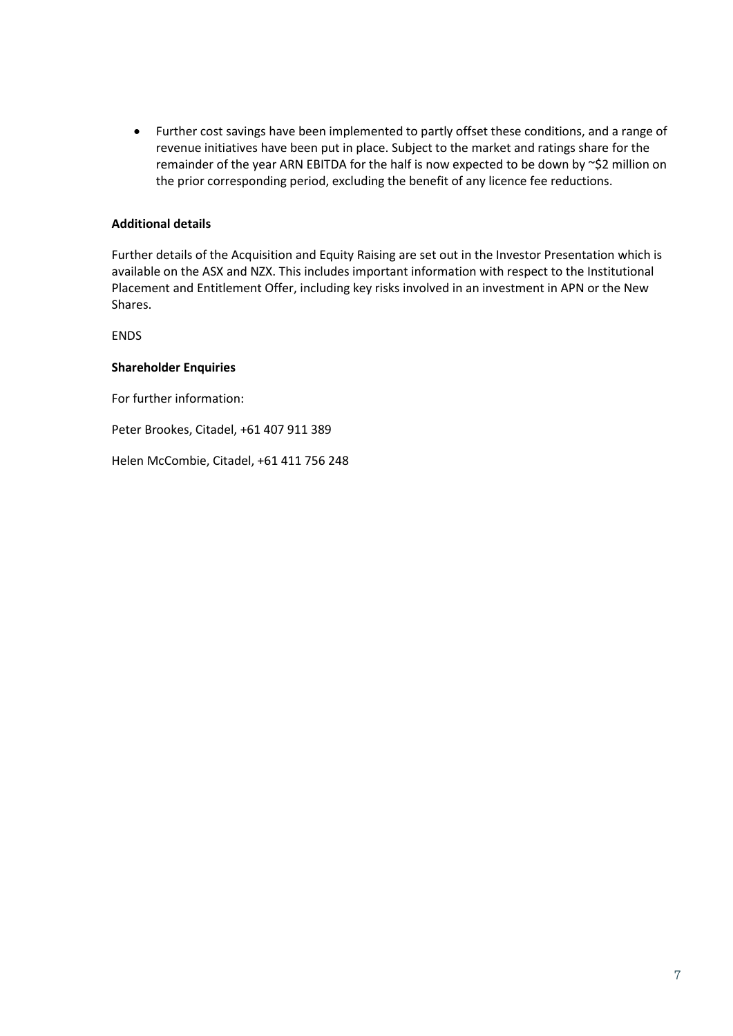- Further cost savings have been implemented to partly offset these conditions, and a range of revenue initiatives have been put in place. Subject to the market and ratings share for the remainder of the year ARN EBITDA for the half is now expected to be down by ~$2 million on the prior corresponding period, excluding the benefit of any licence fee reductions.

**Additional details**

Further details of the Acquisition and Equity Raising are set out in the Investor Presentation which is available on the ASX and NZX. This includes important information with respect to the Institutional Placement and Entitlement Offer, including key risks involved in an investment in APN or the New Shares.

ENDS

**Shareholder Enquiries**

For further information:

Peter Brookes, Citadel, +61 407 911 389

Helen McCombie, Citadel, +61 411 756 248